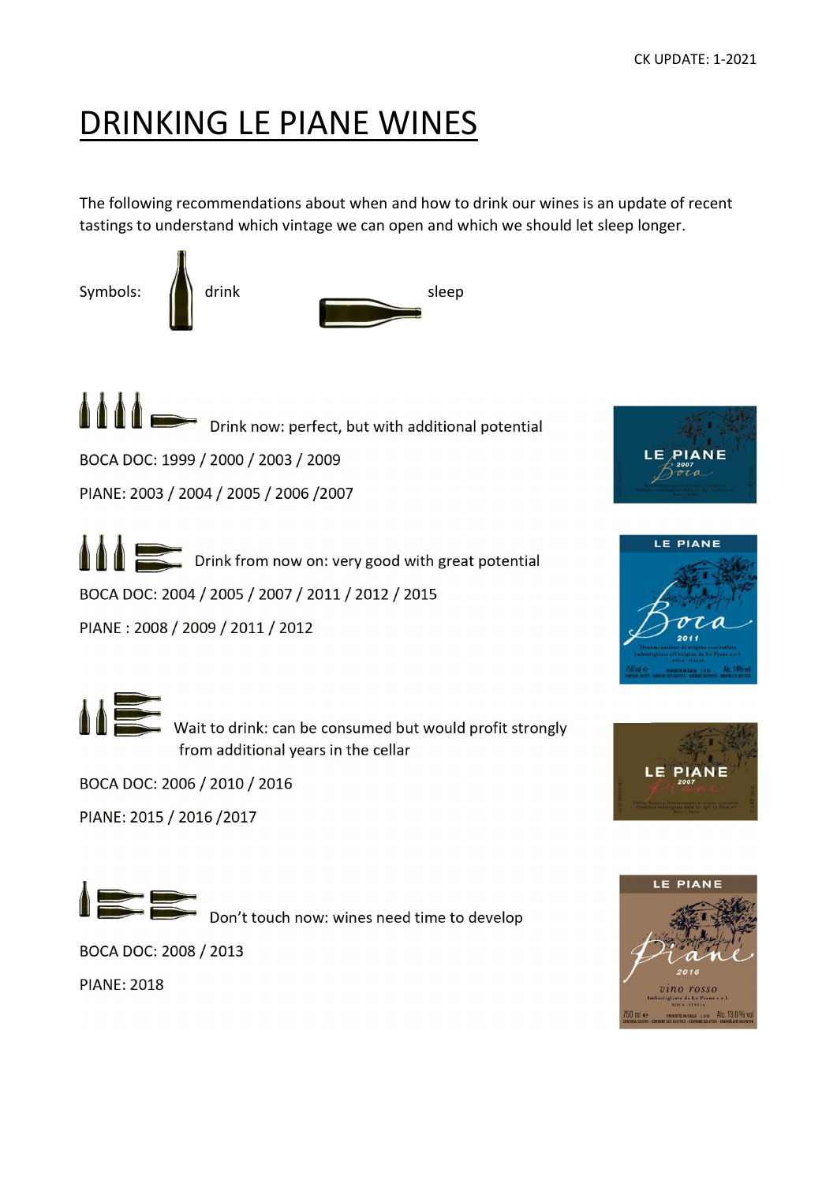CK UPDATE: 1-2021

# DRINKING LE PIANE WINES

The following recommendations about when and how to drink our wines is an update of recent tastings to understand which vintage we can open and which we should let sleep longer.

Symbols: drink sleep

Drink now: perfect, but with additional potential

BOCA DOC: 1999 / 2000 / 2003 / 2009

PIANE: 2003 / 2004 / 2005 / 2006 /2007

Drink from now on: very good with great potential

BOCA DOC: 2004 / 2005 / 2007 / 2011 / 2012 / 2015

PIANE : 2008 / 2009 / 2011 / 2012

Wait to drink: can be consumed but would profit strongly from additional years in the cellar

BOCA DOC: 2006 / 2010 / 2016

PIANE: 2015 / 2016 /2017

Don't touch now: wines need time to develop

BOCA DOC: 2008 / 2013

PIANE: 2018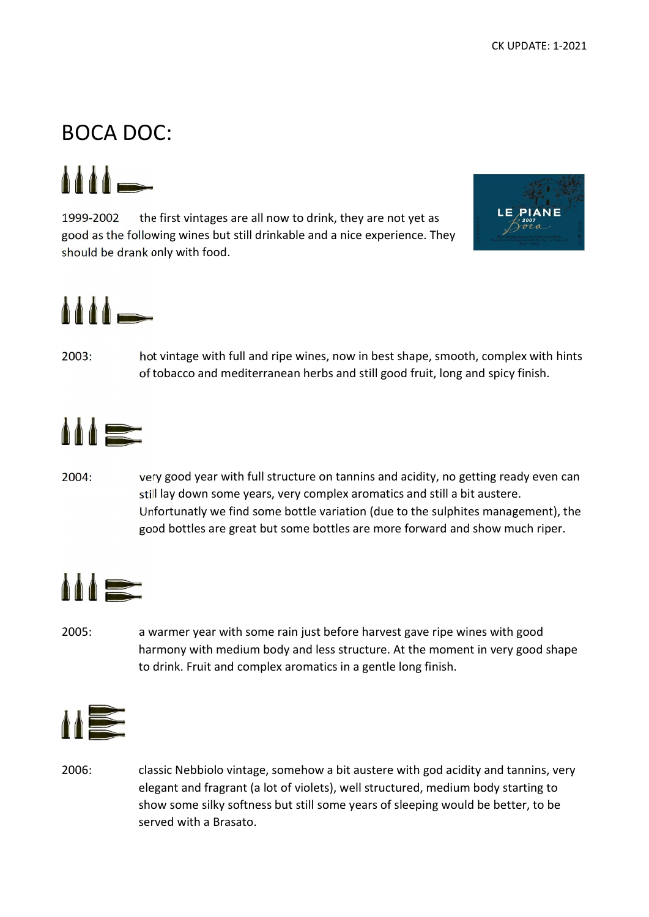# BOCA DOC:

1999-2002 the first vintages are all now to drink, they are not yet as good as the following wines but still drinkable and a nice experience. They should be drank only with food.

2003: hot vintage with full and ripe wines, now in best shape, smooth, complex with hints of tobacco and mediterranean herbs and still good fruit, long and spicy finish.

2004: very good year with full structure on tannins and acidity, no getting ready even can still lay down some years, very complex aromatics and still a bit austere. Unfortunatly we find some bottle variation (due to the sulphites management), the good bottles are great but some bottles are more forward and show much riper.

2005: a warmer year with some rain just before harvest gave ripe wines with good harmony with medium body and less structure. At the moment in very good shape to drink. Fruit and complex aromatics in a gentle long finish.

2006: classic Nebbiolo vintage, somehow a bit austere with god acidity and tannins, very elegant and fragrant (a lot of violets), well structured, medium body starting to show some silky softness but still some years of sleeping would be better, to be served with a Brasato.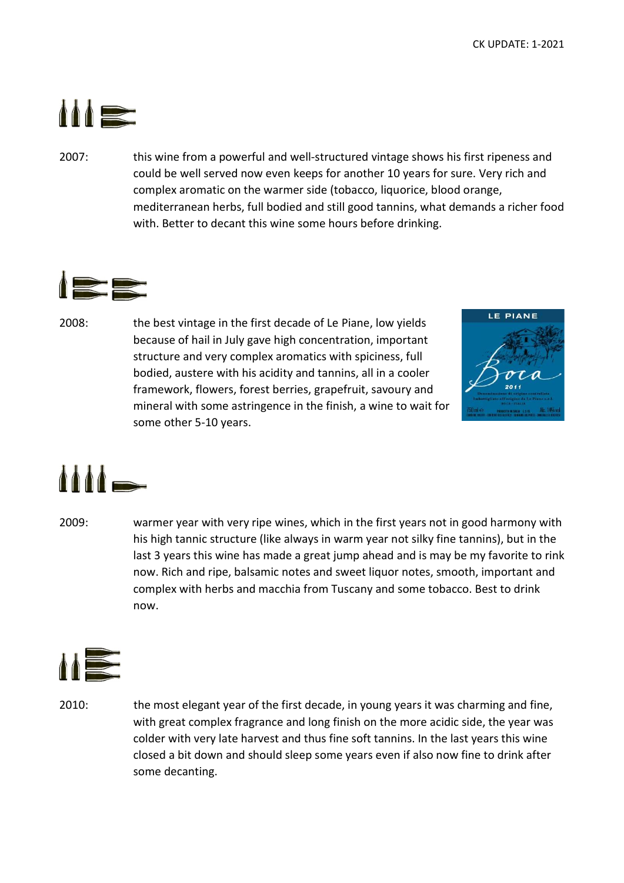2007: this wine from a powerful and well-structured vintage shows his first ripeness and could be well served now even keeps for another 10 years for sure. Very rich and complex aromatic on the warmer side (tobacco, liquorice, blood orange, mediterranean herbs, full bodied and still good tannins, what demands a richer food with. Better to decant this wine some hours before drinking.

2008: the best vintage in the first decade of Le Piane, low yields because of hail in July gave high concentration, important structure and very complex aromatics with spiciness, full bodied, austere with his acidity and tannins, all in a cooler framework, flowers, forest berries, grapefruit, savoury and mineral with some astringence in the finish, a wine to wait for some other 5-10 years.

2009: warmer year with very ripe wines, which in the first years not in good harmony with his high tannic structure (like always in warm year not silky fine tannins), but in the last 3 years this wine has made a great jump ahead and is may be my favorite to rink now. Rich and ripe, balsamic notes and sweet liquor notes, smooth, important and complex with herbs and macchia from Tuscany and some tobacco. Best to drink now.

2010: the most elegant year of the first decade, in young years it was charming and fine, with great complex fragrance and long finish on the more acidic side, the year was colder with very late harvest and thus fine soft tannins. In the last years this wine closed a bit down and should sleep some years even if also now fine to drink after some decanting.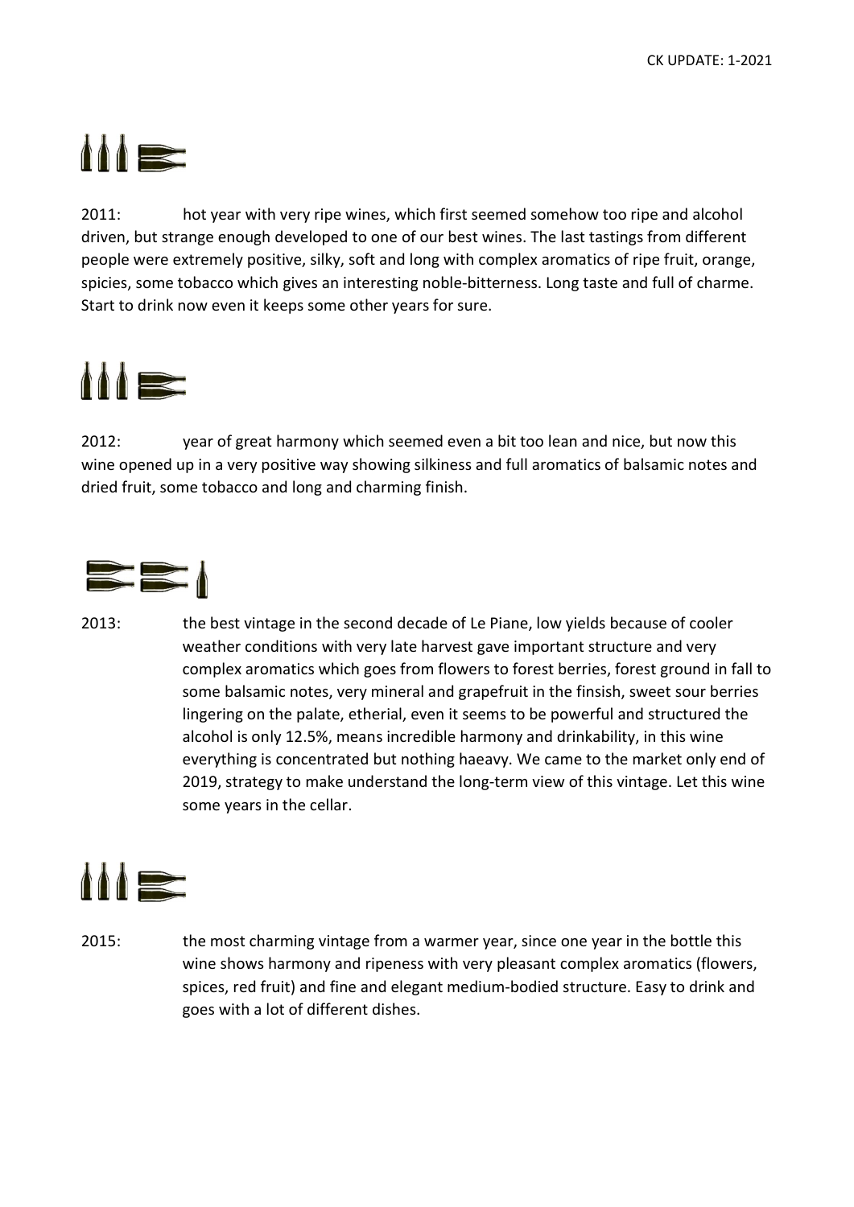2011: hot year with very ripe wines, which first seemed somehow too ripe and alcohol driven, but strange enough developed to one of our best wines. The last tastings from different people were extremely positive, silky, soft and long with complex aromatics of ripe fruit, orange, spicies, some tobacco which gives an interesting noble-bitterness. Long taste and full of charme. Start to drink now even it keeps some other years for sure.

2012: year of great harmony which seemed even a bit too lean and nice, but now this wine opened up in a very positive way showing silkiness and full aromatics of balsamic notes and dried fruit, some tobacco and long and charming finish.

2013: the best vintage in the second decade of Le Piane, low yields because of cooler weather conditions with very late harvest gave important structure and very complex aromatics which goes from flowers to forest berries, forest ground in fall to some balsamic notes, very mineral and grapefruit in the finsish, sweet sour berries lingering on the palate, etherial, even it seems to be powerful and structured the alcohol is only 12.5%, means incredible harmony and drinkability, in this wine everything is concentrated but nothing haeavy. We came to the market only end of 2019, strategy to make understand the long-term view of this vintage. Let this wine some years in the cellar.

2015: the most charming vintage from a warmer year, since one year in the bottle this wine shows harmony and ripeness with very pleasant complex aromatics (flowers, spices, red fruit) and fine and elegant medium-bodied structure. Easy to drink and goes with a lot of different dishes.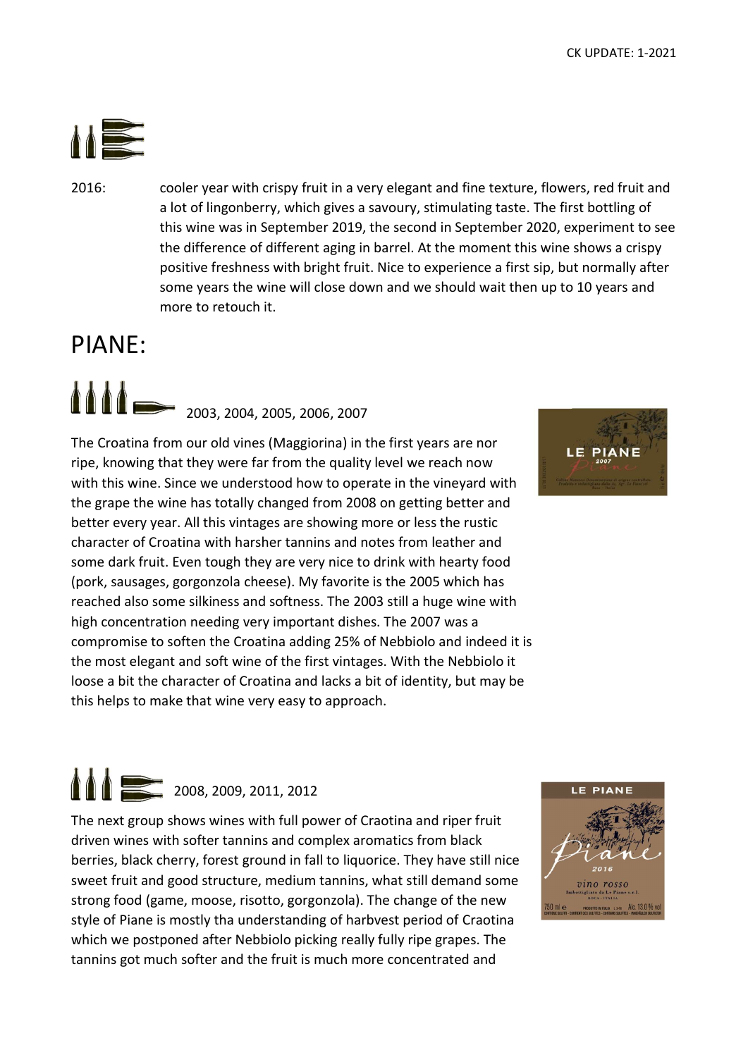2016: cooler year with crispy fruit in a very elegant and fine texture, flowers, red fruit and a lot of lingonberry, which gives a savoury, stimulating taste. The first bottling of this wine was in September 2019, the second in September 2020, experiment to see the difference of different aging in barrel. At the moment this wine shows a crispy positive freshness with bright fruit. Nice to experience a first sip, but normally after some years the wine will close down and we should wait then up to 10 years and more to retouch it.

# PIANE:

2003, 2004, 2005, 2006, 2007

The Croatina from our old vines (Maggiorina) in the first years are nor ripe, knowing that they were far from the quality level we reach now with this wine. Since we understood how to operate in the vineyard with the grape the wine has totally changed from 2008 on getting better and better every year. All this vintages are showing more or less the rustic character of Croatina with harsher tannins and notes from leather and some dark fruit. Even tough they are very nice to drink with hearty food (pork, sausages, gorgonzola cheese). My favorite is the 2005 which has reached also some silkiness and softness. The 2003 still a huge wine with high concentration needing very important dishes. The 2007 was a compromise to soften the Croatina adding 25% of Nebbiolo and indeed it is the most elegant and soft wine of the first vintages. With the Nebbiolo it loose a bit the character of Croatina and lacks a bit of identity, but may be this helps to make that wine very easy to approach.

2008, 2009, 2011, 2012

The next group shows wines with full power of Craotina and riper fruit driven wines with softer tannins and complex aromatics from black berries, black cherry, forest ground in fall to liquorice. They have still nice sweet fruit and good structure, medium tannins, what still demand some strong food (game, moose, risotto, gorgonzola). The change of the new style of Piane is mostly tha understanding of harbvest period of Craotina which we postponed after Nebbiolo picking really fully ripe grapes. The tannins got much softer and the fruit is much more concentrated and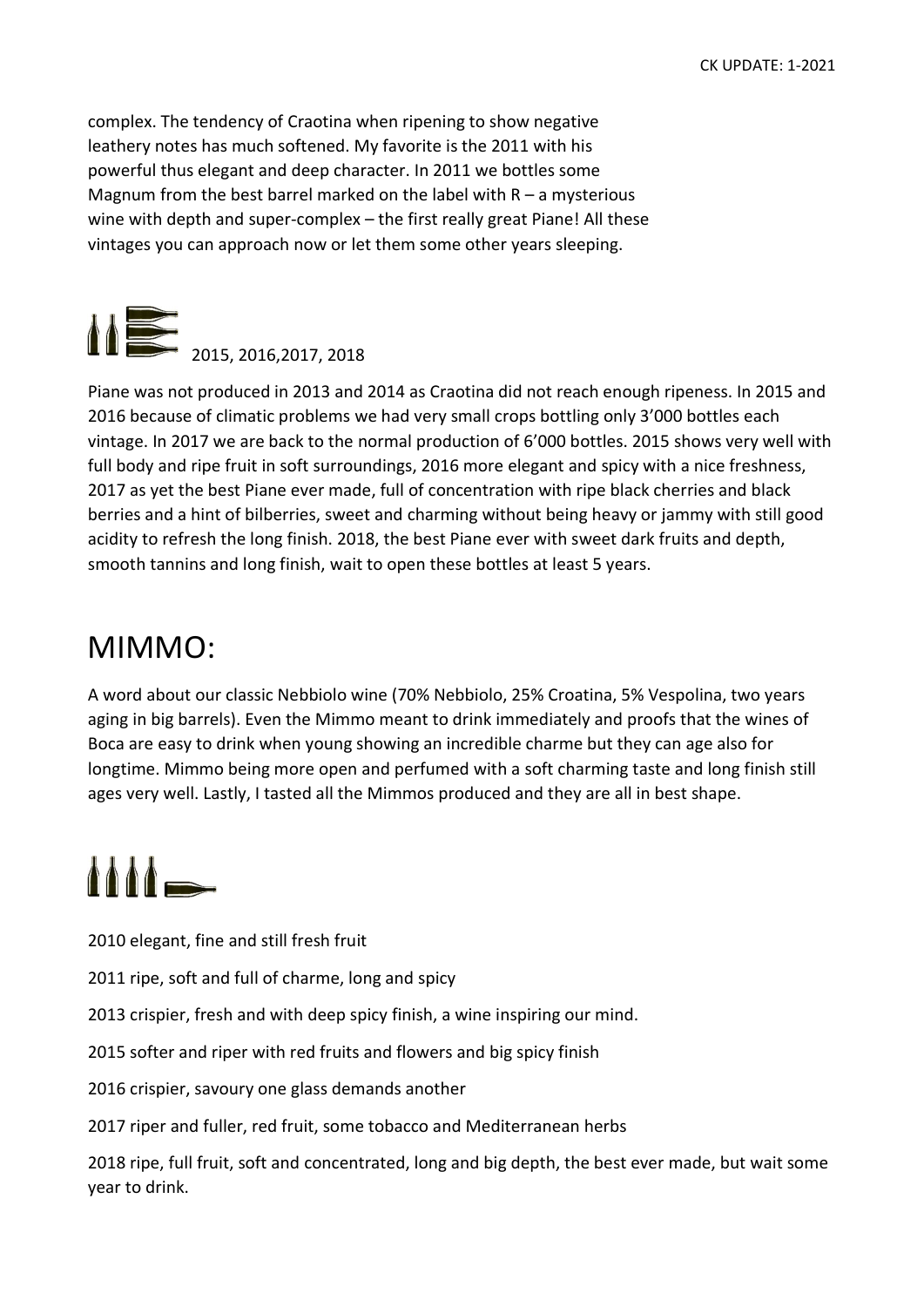complex. The tendency of Craotina when ripening to show negative leathery notes has much softened. My favorite is the 2011 with his powerful thus elegant and deep character. In 2011 we bottles some Magnum from the best barrel marked on the label with R – a mysterious wine with depth and super-complex – the first really great Piane! All these vintages you can approach now or let them some other years sleeping.

2015, 2016,2017, 2018

Piane was not produced in 2013 and 2014 as Craotina did not reach enough ripeness. In 2015 and 2016 because of climatic problems we had very small crops bottling only 3'000 bottles each vintage. In 2017 we are back to the normal production of 6'000 bottles. 2015 shows very well with full body and ripe fruit in soft surroundings, 2016 more elegant and spicy with a nice freshness, 2017 as yet the best Piane ever made, full of concentration with ripe black cherries and black berries and a hint of bilberries, sweet and charming without being heavy or jammy with still good acidity to refresh the long finish. 2018, the best Piane ever with sweet dark fruits and depth, smooth tannins and long finish, wait to open these bottles at least 5 years.

# MIMMO:

A word about our classic Nebbiolo wine (70% Nebbiolo, 25% Croatina, 5% Vespolina, two years aging in big barrels). Even the Mimmo meant to drink immediately and proofs that the wines of Boca are easy to drink when young showing an incredible charme but they can age also for longtime. Mimmo being more open and perfumed with a soft charming taste and long finish still ages very well. Lastly, I tasted all the Mimmos produced and they are all in best shape.

2010 elegant, fine and still fresh fruit

2011 ripe, soft and full of charme, long and spicy

2013 crispier, fresh and with deep spicy finish, a wine inspiring our mind.

2015 softer and riper with red fruits and flowers and big spicy finish

2016 crispier, savoury one glass demands another

2017 riper and fuller, red fruit, some tobacco and Mediterranean herbs

2018 ripe, full fruit, soft and concentrated, long and big depth, the best ever made, but wait some year to drink.